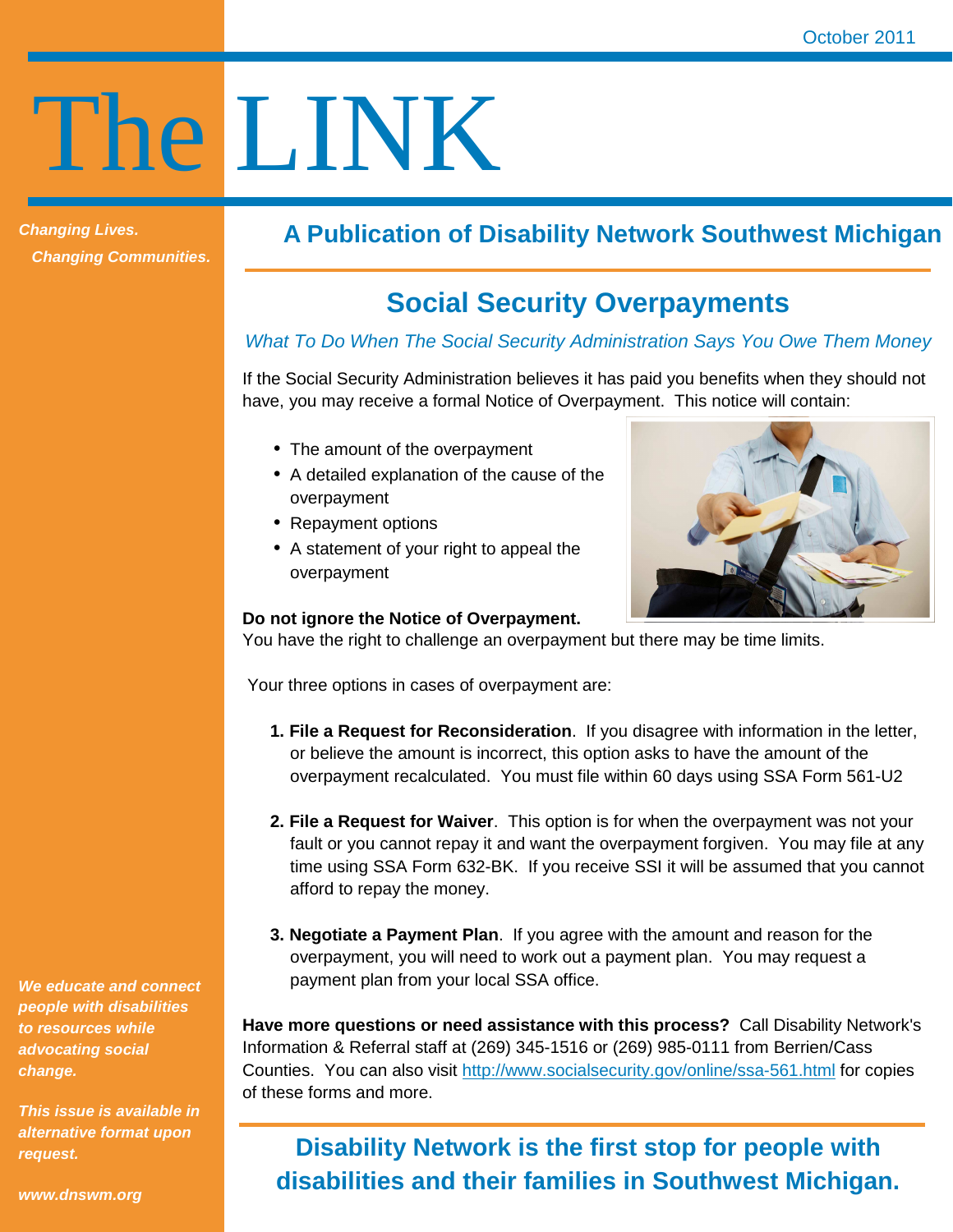October 2011

# The LINK

*Changing Lives.*
*Changing Communities.*

## A Publication of Disability Network Southwest Michigan

## Social Security Overpayments

*What To Do When The Social Security Administration Says You Owe Them Money*

If the Social Security Administration believes it has paid you benefits when they should not have, you may receive a formal Notice of Overpayment. This notice will contain:

- The amount of the overpayment
- A detailed explanation of the cause of the overpayment
- Repayment options
- A statement of your right to appeal the overpayment

**Do not ignore the Notice of Overpayment.**
You have the right to challenge an overpayment but there may be time limits.

Your three options in cases of overpayment are:

1. **File a Request for Reconsideration**. If you disagree with information in the letter, or believe the amount is incorrect, this option asks to have the amount of the overpayment recalculated. You must file within 60 days using SSA Form 561-U2

2. **File a Request for Waiver**. This option is for when the overpayment was not your fault or you cannot repay it and want the overpayment forgiven. You may file at any time using SSA Form 632-BK. If you receive SSI it will be assumed that you cannot afford to repay the money.

3. **Negotiate a Payment Plan**. If you agree with the amount and reason for the overpayment, you will need to work out a payment plan. You may request a payment plan from your local SSA office.

**Have more questions or need assistance with this process?** Call Disability Network's Information & Referral staff at (269) 345-1516 or (269) 985-0111 from Berrien/Cass Counties. You can also visit http://www.socialsecurity.gov/online/ssa-561.html for copies of these forms and more.

**Disability Network is the first stop for people with disabilities and their families in Southwest Michigan.**

*We educate and connect people with disabilities to resources while advocating social change.*

*This issue is available in alternative format upon request.*

*www.dnswm.org*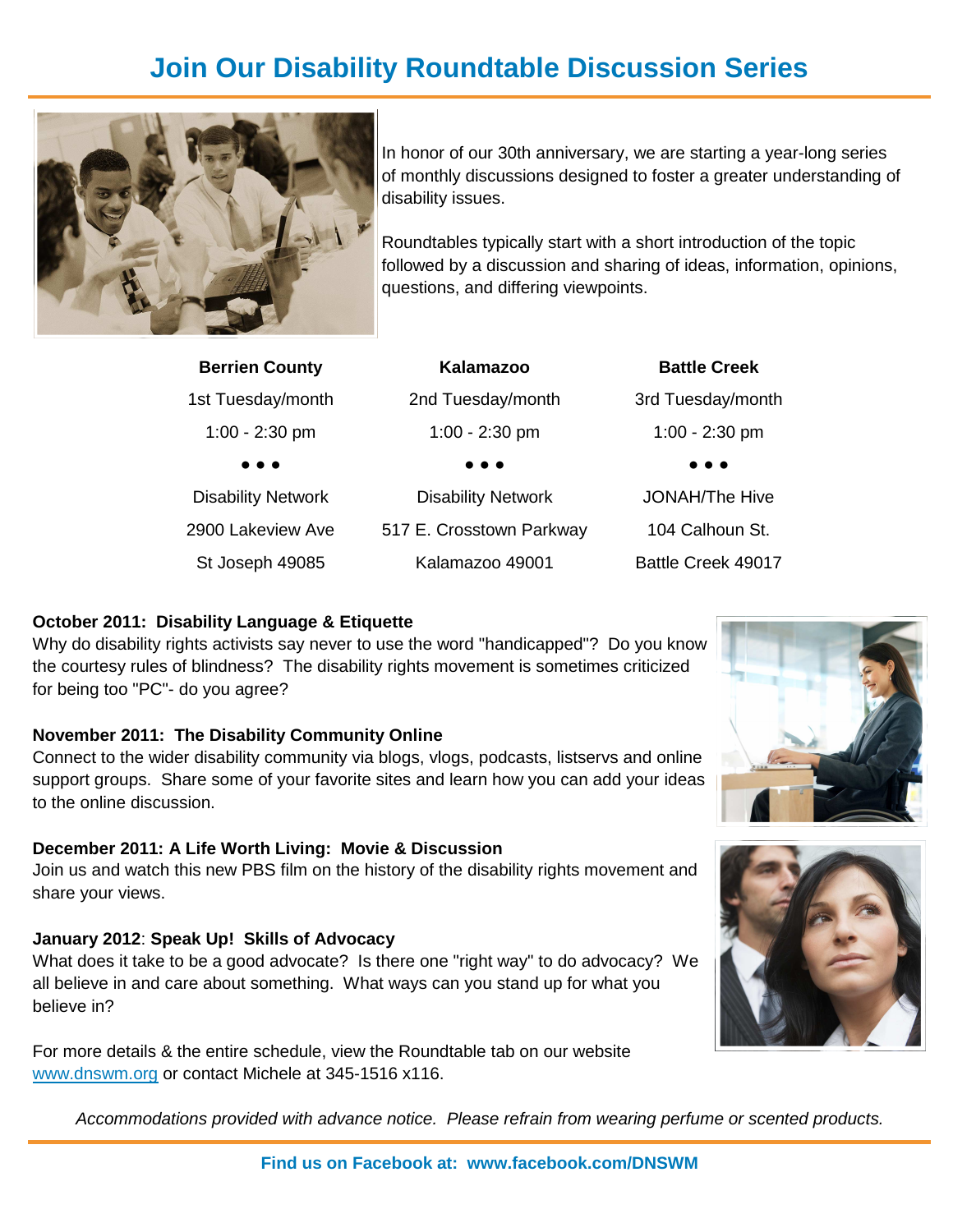# Join Our Disability Roundtable Discussion Series

In honor of our 30th anniversary, we are starting a year-long series of monthly discussions designed to foster a greater understanding of disability issues.

Roundtables typically start with a short introduction of the topic followed by a discussion and sharing of ideas, information, opinions, questions, and differing viewpoints.

| Berrien County | Kalamazoo | Battle Creek |
| --- | --- | --- |
| 1st Tuesday/month | 2nd Tuesday/month | 3rd Tuesday/month |
| 1:00 - 2:30 pm | 1:00 - 2:30 pm | 1:00 - 2:30 pm |
| • • • | • • • | • • • |
| Disability Network | Disability Network | JONAH/The Hive |
| 2900 Lakeview Ave | 517 E. Crosstown Parkway | 104 Calhoun St. |
| St Joseph 49085 | Kalamazoo 49001 | Battle Creek 49017 |

**October 2011: Disability Language & Etiquette**
Why do disability rights activists say never to use the word "handicapped"? Do you know the courtesy rules of blindness? The disability rights movement is sometimes criticized for being too "PC"- do you agree?

**November 2011: The Disability Community Online**
Connect to the wider disability community via blogs, vlogs, podcasts, listservs and online support groups. Share some of your favorite sites and learn how you can add your ideas to the online discussion.

**December 2011: A Life Worth Living: Movie & Discussion**
Join us and watch this new PBS film on the history of the disability rights movement and share your views.

**January 2012**: **Speak Up! Skills of Advocacy**
What does it take to be a good advocate? Is there one "right way" to do advocacy? We all believe in and care about something. What ways can you stand up for what you believe in?

For more details & the entire schedule, view the Roundtable tab on our website www.dnswm.org or contact Michele at 345-1516 x116.

*Accommodations provided with advance notice. Please refrain from wearing perfume or scented products.*

**Find us on Facebook at: www.facebook.com/DNSWM**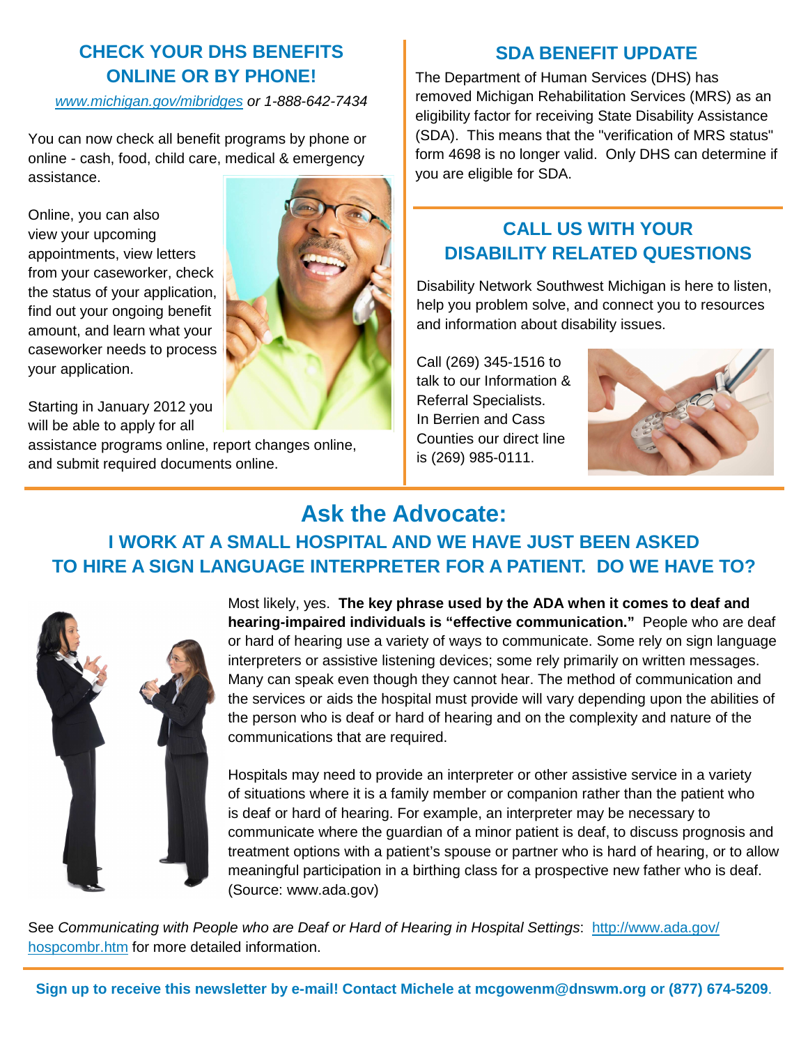## CHECK YOUR DHS BENEFITS ONLINE OR BY PHONE!

*[www.michigan.gov/mibridges](http://www.michigan.gov/mibridges) or 1-888-642-7434*

You can now check all benefit programs by phone or online - cash, food, child care, medical & emergency assistance.

Online, you can also view your upcoming appointments, view letters from your caseworker, check the status of your application, find out your ongoing benefit amount, and learn what your caseworker needs to process your application.

Starting in January 2012 you will be able to apply for all assistance programs online, report changes online, and submit required documents online.

## SDA BENEFIT UPDATE

The Department of Human Services (DHS) has removed Michigan Rehabilitation Services (MRS) as an eligibility factor for receiving State Disability Assistance (SDA). This means that the "verification of MRS status" form 4698 is no longer valid. Only DHS can determine if you are eligible for SDA.

## CALL US WITH YOUR DISABILITY RELATED QUESTIONS

Disability Network Southwest Michigan is here to listen, help you problem solve, and connect you to resources and information about disability issues.

Call (269) 345-1516 to talk to our Information & Referral Specialists. In Berrien and Cass Counties our direct line is (269) 985-0111.

# Ask the Advocate:

## I WORK AT A SMALL HOSPITAL AND WE HAVE JUST BEEN ASKED TO HIRE A SIGN LANGUAGE INTERPRETER FOR A PATIENT. DO WE HAVE TO?

Most likely, yes. **The key phrase used by the ADA when it comes to deaf and hearing-impaired individuals is "effective communication."** People who are deaf or hard of hearing use a variety of ways to communicate. Some rely on sign language interpreters or assistive listening devices; some rely primarily on written messages. Many can speak even though they cannot hear. The method of communication and the services or aids the hospital must provide will vary depending upon the abilities of the person who is deaf or hard of hearing and on the complexity and nature of the communications that are required.

Hospitals may need to provide an interpreter or other assistive service in a variety of situations where it is a family member or companion rather than the patient who is deaf or hard of hearing. For example, an interpreter may be necessary to communicate where the guardian of a minor patient is deaf, to discuss prognosis and treatment options with a patient's spouse or partner who is hard of hearing, or to allow meaningful participation in a birthing class for a prospective new father who is deaf. (Source: www.ada.gov)

See *Communicating with People who are Deaf or Hard of Hearing in Hospital Settings*: [http://www.ada.gov/hospcombr.htm](http://www.ada.gov/hospcombr.htm) for more detailed information.

**Sign up to receive this newsletter by e-mail! Contact Michele at mcgowenm@dnswm.org or (877) 674-5209**.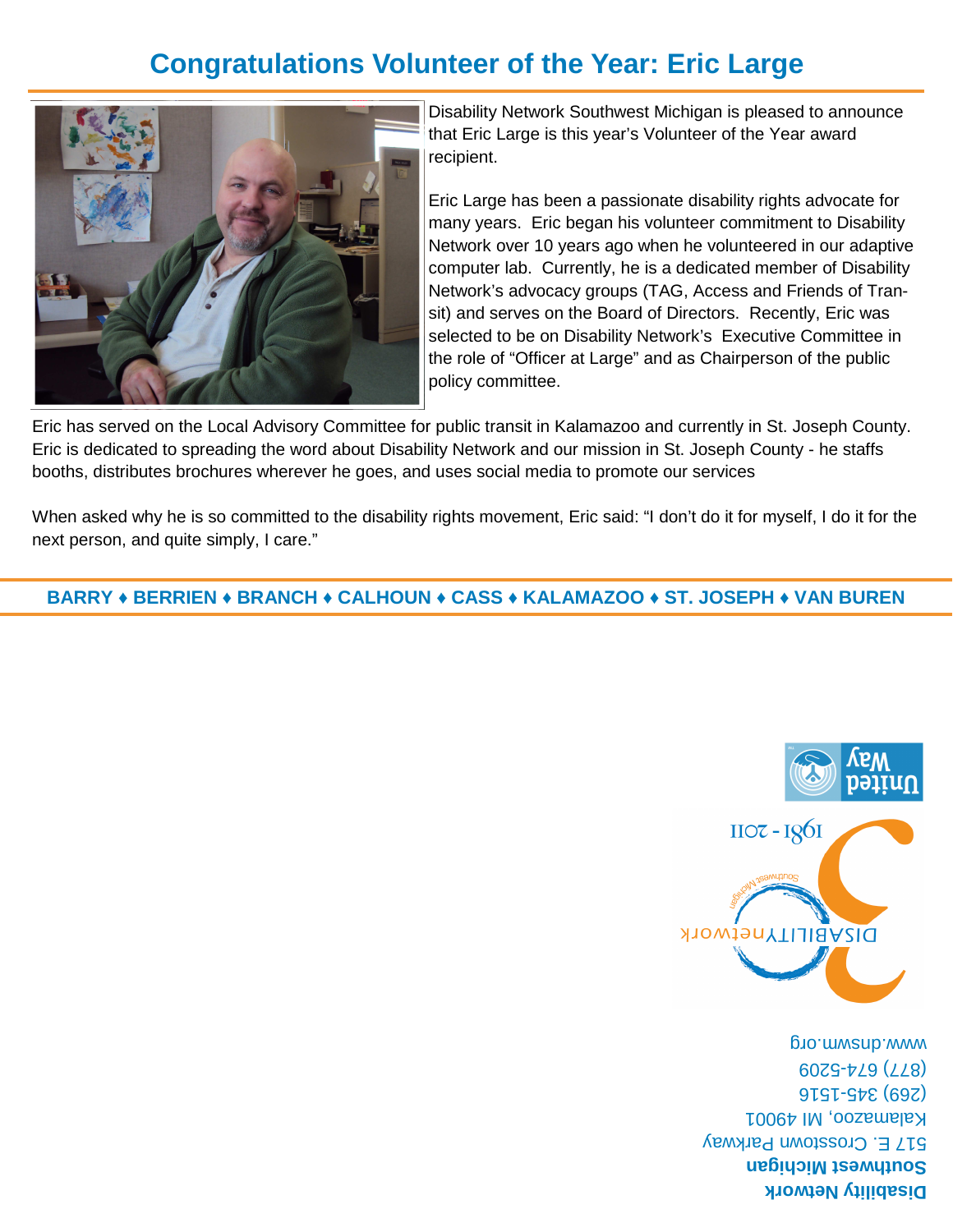# Congratulations Volunteer of the Year: Eric Large

Disability Network Southwest Michigan is pleased to announce that Eric Large is this year's Volunteer of the Year award recipient.

Eric Large has been a passionate disability rights advocate for many years. Eric began his volunteer commitment to Disability Network over 10 years ago when he volunteered in our adaptive computer lab. Currently, he is a dedicated member of Disability Network's advocacy groups (TAG, Access and Friends of Transit) and serves on the Board of Directors. Recently, Eric was selected to be on Disability Network's Executive Committee in the role of "Officer at Large" and as Chairperson of the public policy committee.

Eric has served on the Local Advisory Committee for public transit in Kalamazoo and currently in St. Joseph County. Eric is dedicated to spreading the word about Disability Network and our mission in St. Joseph County - he staffs booths, distributes brochures wherever he goes, and uses social media to promote our services

When asked why he is so committed to the disability rights movement, Eric said: "I don't do it for myself, I do it for the next person, and quite simply, I care."

**BARRY ♦ BERRIEN ♦ BRANCH ♦ CALHOUN ♦ CASS ♦ KALAMAZOO ♦ ST. JOSEPH ♦ VAN BUREN**

United Way

1981 - 2011

DISABILITYnetwork Southwest Michigan

**Disability Network**
**Southwest Michigan**
517 E. Crosstown Parkway
Kalamazoo, MI 49001
(269) 345-1516
(877) 674-5209
www.dnswm.org